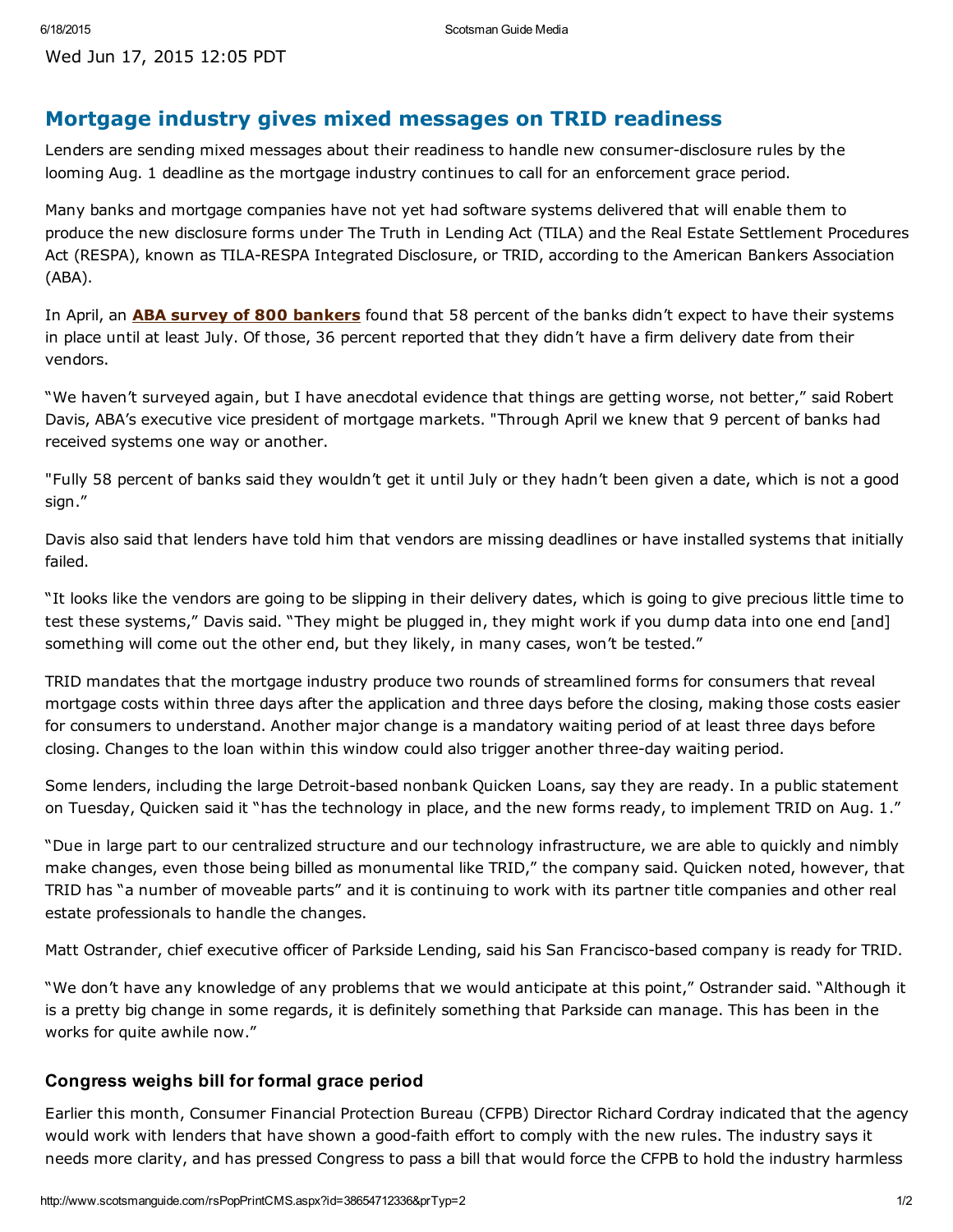Wed Jun 17, 2015 12:05 PDT

# Mortgage industry gives mixed messages on TRID readiness

Lenders are sending mixed messages about their readiness to handle new consumer-disclosure rules by the looming Aug. 1 deadline as the mortgage industry continues to call for an enforcement grace period.

Many banks and mortgage companies have not yet had software systems delivered that will enable them to produce the new disclosure forms under The Truth in Lending Act (TILA) and the Real Estate Settlement Procedures Act (RESPA), known as TILA-RESPA Integrated Disclosure, or TRID, according to the American Bankers Association (ABA).

In April, an **ABA survey of 800 bankers** found that 58 percent of the banks didn't expect to have their systems in place until at least July. Of those, 36 percent reported that they didn't have a firm delivery date from their vendors.

"We haven't surveyed again, but I have anecdotal evidence that things are getting worse, not better," said Robert Davis, ABA's executive vice president of mortgage markets. "Through April we knew that 9 percent of banks had received systems one way or another.

"Fully 58 percent of banks said they wouldn't get it until July or they hadn't been given a date, which is not a good sign."

Davis also said that lenders have told him that vendors are missing deadlines or have installed systems that initially failed.

"It looks like the vendors are going to be slipping in their delivery dates, which is going to give precious little time to test these systems," Davis said. "They might be plugged in, they might work if you dump data into one end [and] something will come out the other end, but they likely, in many cases, won't be tested."

TRID mandates that the mortgage industry produce two rounds of streamlined forms for consumers that reveal mortgage costs within three days after the application and three days before the closing, making those costs easier for consumers to understand. Another major change is a mandatory waiting period of at least three days before closing. Changes to the loan within this window could also trigger another three-day waiting period.

Some lenders, including the large Detroit-based nonbank Quicken Loans, say they are ready. In a public statement on Tuesday, Quicken said it "has the technology in place, and the new forms ready, to implement TRID on Aug. 1."

"Due in large part to our centralized structure and our technology infrastructure, we are able to quickly and nimbly make changes, even those being billed as monumental like TRID," the company said. Quicken noted, however, that TRID has "a number of moveable parts" and it is continuing to work with its partner title companies and other real estate professionals to handle the changes.

Matt Ostrander, chief executive officer of Parkside Lending, said his San Francisco-based company is ready for TRID.

"We don't have any knowledge of any problems that we would anticipate at this point," Ostrander said. "Although it is a pretty big change in some regards, it is definitely something that Parkside can manage. This has been in the works for quite awhile now."

## Congress weighs bill for formal grace period

Earlier this month, Consumer Financial Protection Bureau (CFPB) Director Richard Cordray indicated that the agency would work with lenders that have shown a good-faith effort to comply with the new rules. The industry says it needs more clarity, and has pressed Congress to pass a bill that would force the CFPB to hold the industry harmless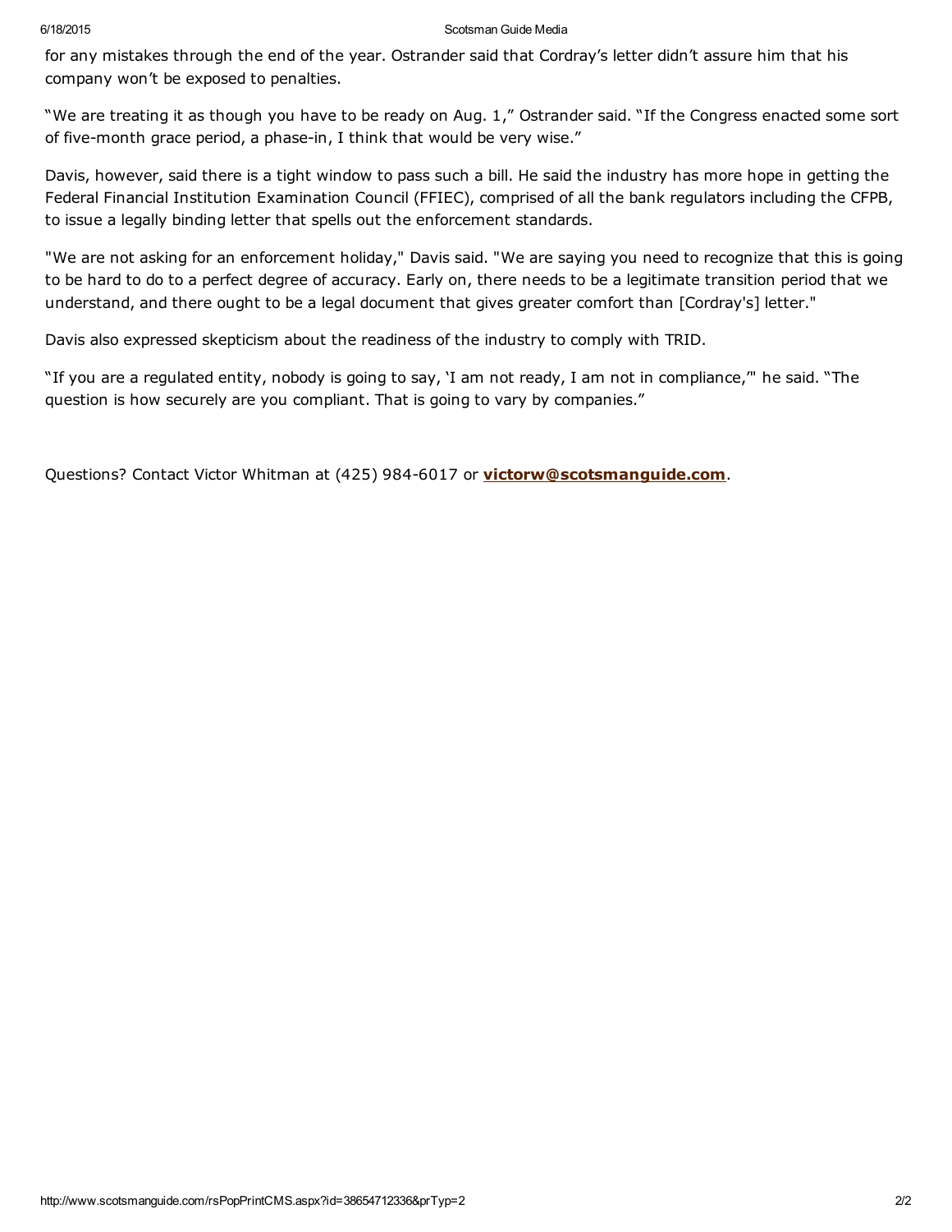for any mistakes through the end of the year. Ostrander said that Cordray's letter didn't assure him that his company won't be exposed to penalties.

"We are treating it as though you have to be ready on Aug. 1," Ostrander said. "If the Congress enacted some sort of five-month grace period, a phase-in, I think that would be very wise."

Davis, however, said there is a tight window to pass such a bill. He said the industry has more hope in getting the Federal Financial Institution Examination Council (FFIEC), comprised of all the bank regulators including the CFPB, to issue a legally binding letter that spells out the enforcement standards.

"We are not asking for an enforcement holiday," Davis said. "We are saying you need to recognize that this is going to be hard to do to a perfect degree of accuracy. Early on, there needs to be a legitimate transition period that we understand, and there ought to be a legal document that gives greater comfort than [Cordray's] letter."

Davis also expressed skepticism about the readiness of the industry to comply with TRID.

"If you are a regulated entity, nobody is going to say, 'I am not ready, I am not in compliance,'" he said. "The question is how securely are you compliant. That is going to vary by companies."

Questions? Contact Victor Whitman at (425) 984-6017 or **victorw@scotsmanguide.com**.